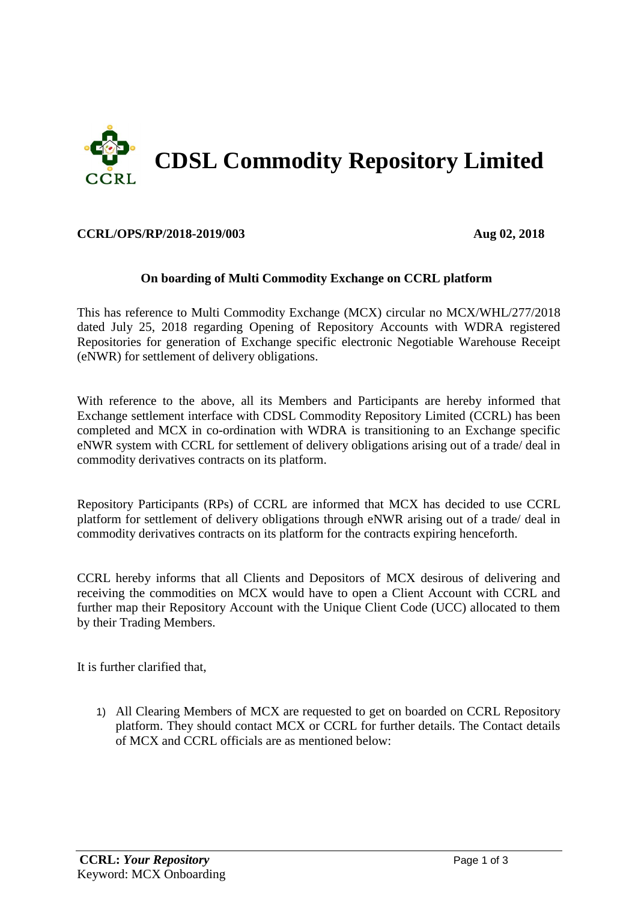# CDSL Commodity Repository Limited

**CCRL/OPS/RP/2018-2019/003** **Aug 02, 2018**

## On boarding of Multi Commodity Exchange on CCRL platform

This has reference to Multi Commodity Exchange (MCX) circular no MCX/WHL/277/2018 dated July 25, 2018 regarding Opening of Repository Accounts with WDRA registered Repositories for generation of Exchange specific electronic Negotiable Warehouse Receipt (eNWR) for settlement of delivery obligations.

With reference to the above, all its Members and Participants are hereby informed that Exchange settlement interface with CDSL Commodity Repository Limited (CCRL) has been completed and MCX in co-ordination with WDRA is transitioning to an Exchange specific eNWR system with CCRL for settlement of delivery obligations arising out of a trade/ deal in commodity derivatives contracts on its platform.

Repository Participants (RPs) of CCRL are informed that MCX has decided to use CCRL platform for settlement of delivery obligations through eNWR arising out of a trade/ deal in commodity derivatives contracts on its platform for the contracts expiring henceforth.

CCRL hereby informs that all Clients and Depositors of MCX desirous of delivering and receiving the commodities on MCX would have to open a Client Account with CCRL and further map their Repository Account with the Unique Client Code (UCC) allocated to them by their Trading Members.

It is further clarified that,

1) All Clearing Members of MCX are requested to get on boarded on CCRL Repository platform. They should contact MCX or CCRL for further details. The Contact details of MCX and CCRL officials are as mentioned below: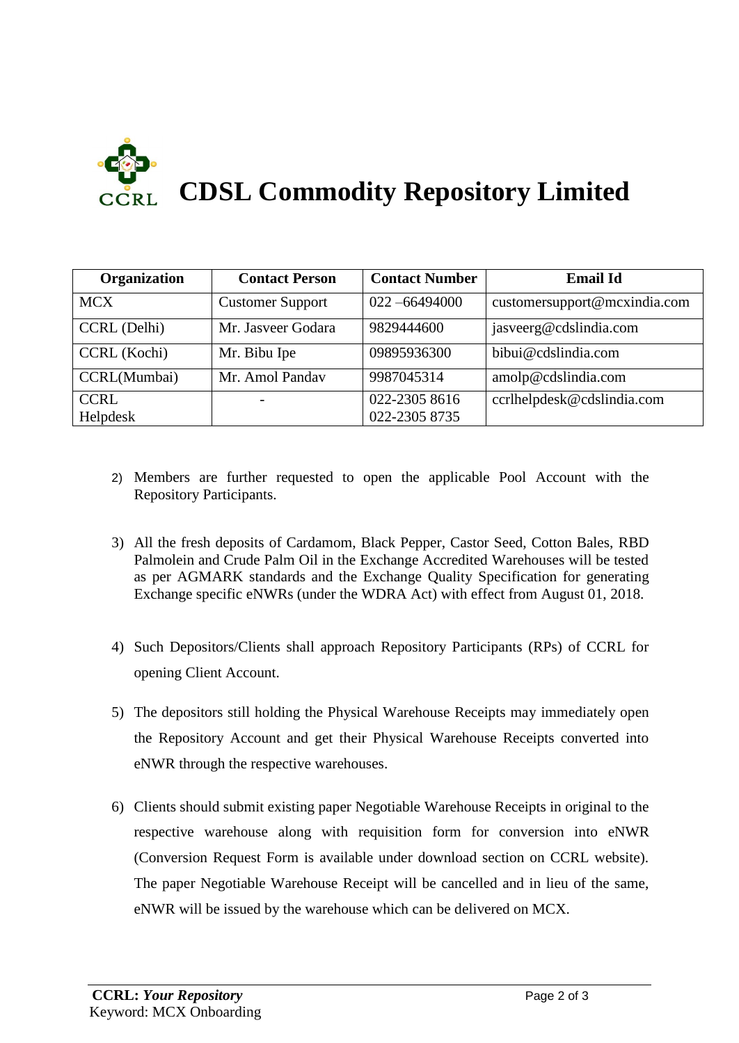# CDSL Commodity Repository Limited

| Organization | Contact Person | Contact Number | Email Id |
|---|---|---|---|
| MCX | Customer Support | 022 –66494000 | customersupport@mcxindia.com |
| CCRL (Delhi) | Mr. Jasveer Godara | 9829444600 | jasveerg@cdslindia.com |
| CCRL (Kochi) | Mr. Bibu Ipe | 09895936300 | bibui@cdslindia.com |
| CCRL(Mumbai) | Mr. Amol Pandav | 9987045314 | amolp@cdslindia.com |
| CCRL Helpdesk | - | 022-2305 8616<br>022-2305 8735 | ccrlhelpdesk@cdslindia.com |

2) Members are further requested to open the applicable Pool Account with the Repository Participants.

3) All the fresh deposits of Cardamom, Black Pepper, Castor Seed, Cotton Bales, RBD Palmolein and Crude Palm Oil in the Exchange Accredited Warehouses will be tested as per AGMARK standards and the Exchange Quality Specification for generating Exchange specific eNWRs (under the WDRA Act) with effect from August 01, 2018.

4) Such Depositors/Clients shall approach Repository Participants (RPs) of CCRL for opening Client Account.

5) The depositors still holding the Physical Warehouse Receipts may immediately open the Repository Account and get their Physical Warehouse Receipts converted into eNWR through the respective warehouses.

6) Clients should submit existing paper Negotiable Warehouse Receipts in original to the respective warehouse along with requisition form for conversion into eNWR (Conversion Request Form is available under download section on CCRL website). The paper Negotiable Warehouse Receipt will be cancelled and in lieu of the same, eNWR will be issued by the warehouse which can be delivered on MCX.

**CCRL:** ***Your Repository***
Keyword: MCX Onboarding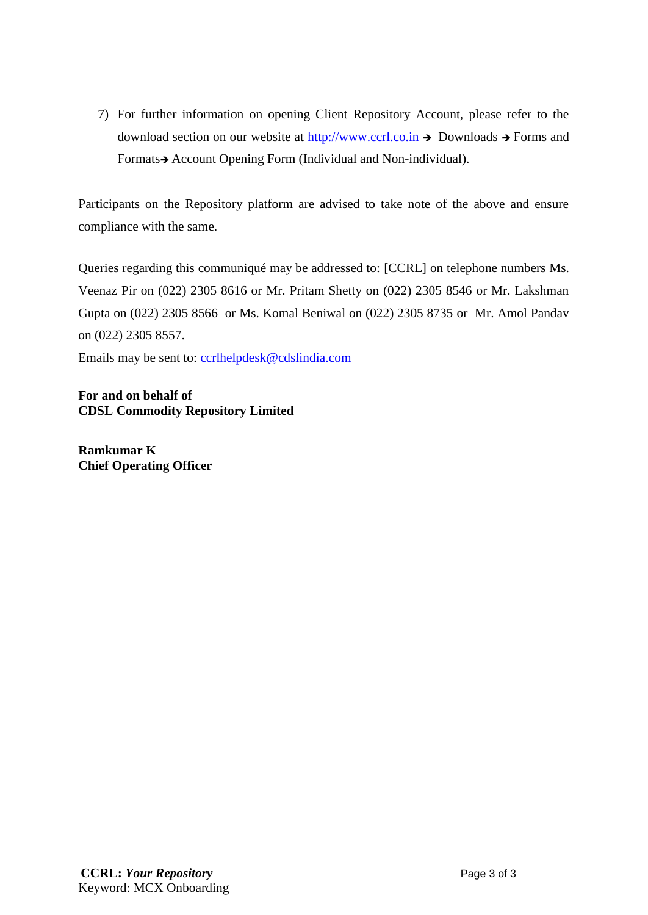7) For further information on opening Client Repository Account, please refer to the download section on our website at http://www.ccrl.co.in ➔ Downloads ➔ Forms and Formats➔ Account Opening Form (Individual and Non-individual).

Participants on the Repository platform are advised to take note of the above and ensure compliance with the same.

Queries regarding this communiqué may be addressed to: [CCRL] on telephone numbers Ms. Veenaz Pir on (022) 2305 8616 or Mr. Pritam Shetty on (022) 2305 8546 or Mr. Lakshman Gupta on (022) 2305 8566 or Ms. Komal Beniwal on (022) 2305 8735 or Mr. Amol Pandav on (022) 2305 8557.

Emails may be sent to: ccrlhelpdesk@cdslindia.com

**For and on behalf of**
**CDSL Commodity Repository Limited**

**Ramkumar K**
**Chief Operating Officer**

Keyword: MCX Onboarding